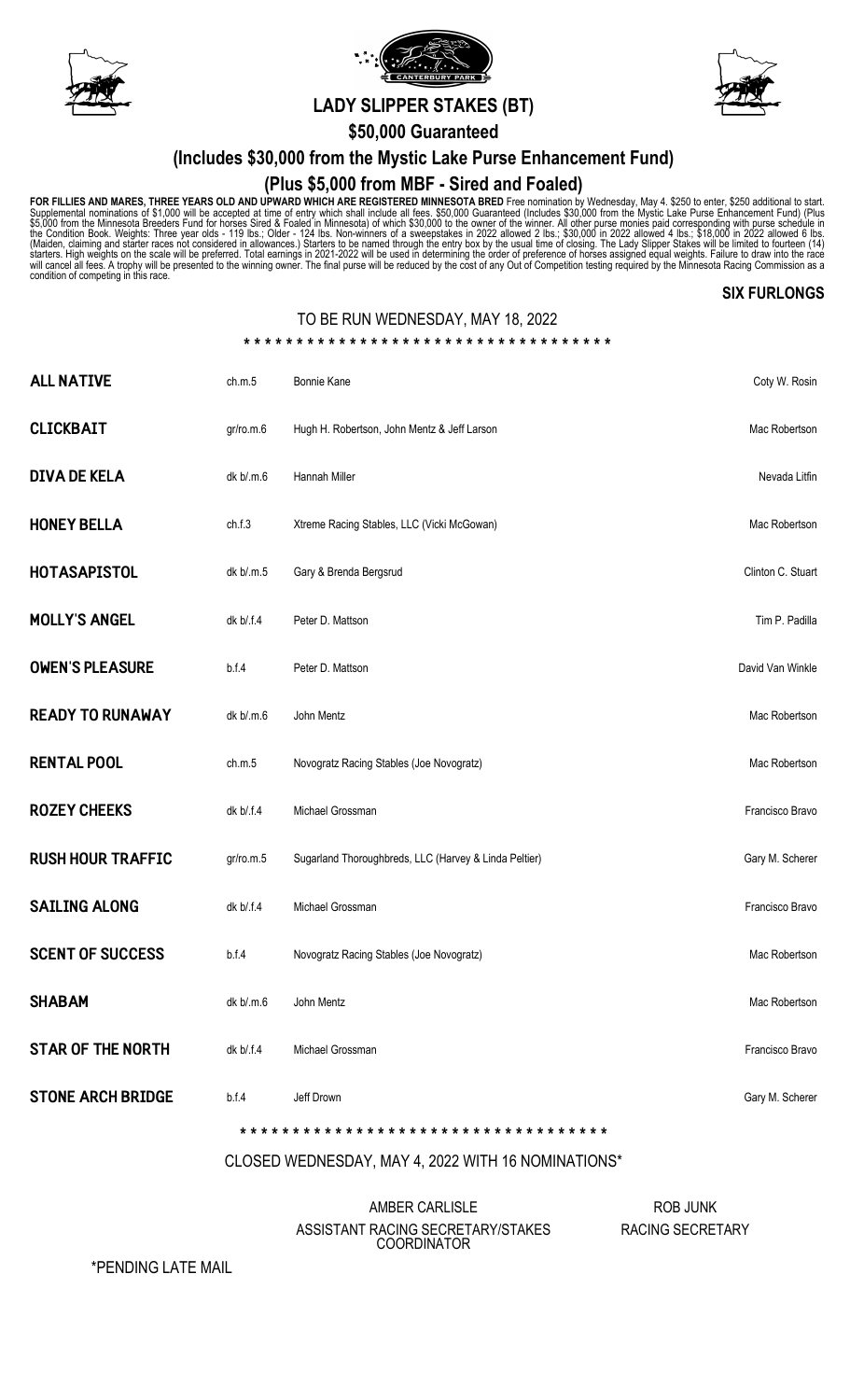# LADY SLIPPER STAKES (BT)

## $50,000 Guaranteed

## (Includes $30,000 from the Mystic Lake Purse Enhancement Fund)

## (Plus $5,000 from MBF - Sired and Foaled)

**FOR FILLIES AND MARES, THREE YEARS OLD AND UPWARD WHICH ARE REGISTERED MINNESOTA BRED** Free nomination by Wednesday, May 4. $250 to enter, $250 additional to start. Supplemental nominations of $1,000 will be accepted at time of entry which shall include all fees. $50,000 Guaranteed (Includes $30,000 from the Mystic Lake Purse Enhancement Fund) (Plus $5,000 from the Minnesota Breeders Fund for horses Sired & Foaled in Minnesota) of which $30,000 to the owner of the winner. All other purse monies paid corresponding with purse schedule in the Condition Book. Weights: Three year olds - 119 lbs.; Older - 124 lbs. Non-winners of a sweepstakes in 2022 allowed 2 lbs.; $30,000 in 2022 allowed 4 lbs.; $18,000 in 2022 allowed 6 lbs. (Maiden, claiming and starter races not considered in allowances.) Starters to be named through the entry box by the usual time of closing. The Lady Slipper Stakes will be limited to fourteen (14) starters. High weights on the scale will be preferred. Total earnings in 2021-2022 will be used in determining the order of preference of horses assigned equal weights. Failure to draw into the race will cancel all fees. A trophy will be presented to the winning owner. The final purse will be reduced by the cost of any Out of Competition testing required by the Minnesota Racing Commission as a condition of competing in this race.

**SIX FURLONGS**

TO BE RUN WEDNESDAY, MAY 18, 2022

* * * * * * * * * * * * * * * * * * * * * * * * * * * * * * * * * * *

| Horse | | Owner | Trainer |
|---|---|---|---|
| **ALL NATIVE** | ch.m.5 | Bonnie Kane | Coty W. Rosin |
| **CLICKBAIT** | gr/ro.m.6 | Hugh H. Robertson, John Mentz & Jeff Larson | Mac Robertson |
| **DIVA DE KELA** | dk b/.m.6 | Hannah Miller | Nevada Litfin |
| **HONEY BELLA** | ch.f.3 | Xtreme Racing Stables, LLC (Vicki McGowan) | Mac Robertson |
| **HOTASAPISTOL** | dk b/.m.5 | Gary & Brenda Bergsrud | Clinton C. Stuart |
| **MOLLY'S ANGEL** | dk b/.f.4 | Peter D. Mattson | Tim P. Padilla |
| **OWEN'S PLEASURE** | b.f.4 | Peter D. Mattson | David Van Winkle |
| **READY TO RUNAWAY** | dk b/.m.6 | John Mentz | Mac Robertson |
| **RENTAL POOL** | ch.m.5 | Novogratz Racing Stables (Joe Novogratz) | Mac Robertson |
| **ROZEY CHEEKS** | dk b/.f.4 | Michael Grossman | Francisco Bravo |
| **RUSH HOUR TRAFFIC** | gr/ro.m.5 | Sugarland Thoroughbreds, LLC (Harvey & Linda Peltier) | Gary M. Scherer |
| **SAILING ALONG** | dk b/.f.4 | Michael Grossman | Francisco Bravo |
| **SCENT OF SUCCESS** | b.f.4 | Novogratz Racing Stables (Joe Novogratz) | Mac Robertson |
| **SHABAM** | dk b/.m.6 | John Mentz | Mac Robertson |
| **STAR OF THE NORTH** | dk b/.f.4 | Michael Grossman | Francisco Bravo |
| **STONE ARCH BRIDGE** | b.f.4 | Jeff Drown | Gary M. Scherer |

* * * * * * * * * * * * * * * * * * * * * * * * * * * * * * * * * * *

CLOSED WEDNESDAY, MAY 4, 2022 WITH 16 NOMINATIONS*

AMBER CARLISLE
ASSISTANT RACING SECRETARY/STAKES COORDINATOR

ROB JUNK
RACING SECRETARY

*PENDING LATE MAIL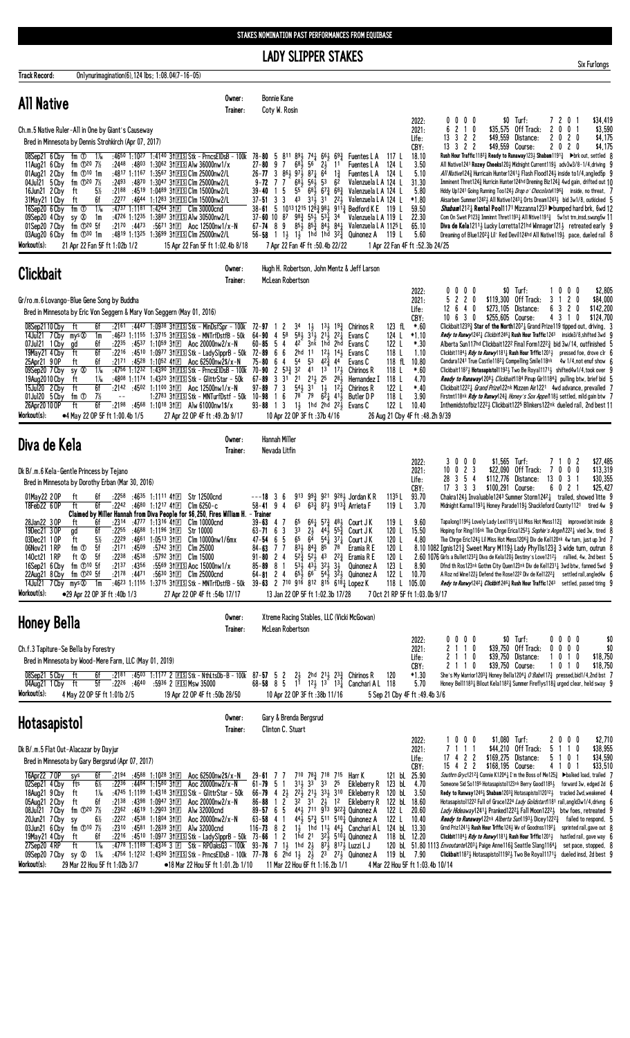STAKES NOMINATION PAST PERFORMANCES FROM EQUIBASE

# LADY SLIPPER STAKES

Six Furlongs

**Track Record:** Onlyrunimagination(6),124 lbs; 1:08.04(7-16-05)

## All Native

Owner: Bonnie Kane
Trainer: Coty W. Rosin

Ch.m.5 Native Ruler-All in One by Giant's Causeway
Bred in Minnesota by Dennis Strohkirch (Apr 07, 2017)

| | | | | | |
|---|---|---|---|---|---|
| 2022: | 0 0 0 0 | $0 | Turf: | 7 2 0 1 | $34,419 |
| 2021: | 6 2 1 0 | $35,575 | Off Track: | 2 0 0 1 | $3,590 |
| Life: | 13 3 2 2 | $49,559 | Distance: | 2 0 2 0 | $4,175 |
| CBY: | 13 3 2 2 | $49,559 | Course: | 2 0 2 0 | $4,175 |

08Sep21 6 Cby fm ① 1⅛ :4650 1:1027 1:4140 3↑F S Stk - PrncsElDsB - 100k 78-80 5 811 89½ 74¼ 66½ 69¾ Fuentes L A 117 L 18.10 Rush Hour Traffic1182½ Ready to Runaway123½ Shaban1191¼ ▶brk out, settled 8
11Aug21 6 Cby fm ①20 7½ :2448 :4803 1:3062 3↑F S Alw 36000nw1/x 27-80 9 7 68½ 56 2½ 11 Fuentes L A 124 L 3.50 All Native1241 Rozey Cheeks120½ Midnight Current119½ adv3w3/8-1/4,driving 9
01Aug21 2 Cby fm ①10 1m :4817 1:1167 1:3567 3↑F S Clm 25000nw2/L 26-77 3 86½ 97½ 87¼ 64 1¾ Fuentes L A 124 L 5.10 All Native124¾ Hurricain Hunter1241½ Flash Flood124½ inside to1/4,angled5p 9
04Jul21 5 Cby fm ①20 7½ :2493 :4870 1:3047 3↑F S Clm 15000nw2/L 9-72 7 7 68½ 56½ 53 62 Valenzuela L A 124 L 31.30 Imminent Thret124½ Hurricin Hunter124hd Dreming Biz124¾ 4wd gain, drifted out 10
16Jun21 2 Cby ft 5½ :2188 :4519 1:0489 3↑F S Clm 15000nw2/L 39-40 1 5 55 68½ 67¾ 68¾ Valenzuela L A 124 L 5.80 Hddy Up1241 Going Running Too124½ Drop o' Chocolate1196¾ inside, no threat, 7
31May21 1 Cby ft 6f :2277 :4644 1:1283 3↑F S Clm 15000nw2/L 37-51 3 3 43 31½ 31 22½ Valenzuela L A 124 L *1.80 Aksarben Summer1242½ All Native1243¼ Orts Dream1243½ bid 3w1/8, outkicked 5
16Sep20 6 Cby fm ① 1⅛ :4737 1:1181 1:4264 3↑F Clm 30000cnd 38-61 5 1013 1215 128½ 98¼ 911¾ Bedford K E 119 L 59.50 Shabam1212¼ Rental Pool1171 Mizzanna123 ▶bumped hard brk, 6wd 12
09Sep20 4 Cby sy ⊗ 1m :4726 1:1235 1:3887 3↑F S Alw 30500nw2/L 37-60 10 87 98¾ 55½ 53¾ 34 Valenzuela L A 119 L 22.30 Com On Swet P123¾ Imminnt Thret1193¼ All Ntive1191¼ 5w1st trn,insd,swung5w 11
01Sep20 7 Cby fm ①20 5f :2170 :4473 :5671 3↑F Aoc 12500nw1/x-N 67-74 8 9 85½ 85¾ 84½ 84¼ Valenzuela L A 112 5 L 65.10 Diva de Kela1211½ Lucky Lorretta121hd Winnager121½ retreated early 9
03Aug20 6 Cby fm ①30 1m :4819 1:1325 1:3699 3↑F S Clm 25000nw2/L 56-58 1 1½ 1½ 1hd 1hd 32¾ Quinonez A 119 L 5.60 Dreaming of Blue1202¾ Lil' Red Devil124hd All Native119½ pace, dueled rail 8

**Workout(s):** 21 Apr 22 Fan 5F ft 1:02b 1/2 | 15 Apr 22 Fan 5F ft 1:02.4b 8/18 | 7 Apr 22 Fan 4F ft :50.4b 22/22 | 1 Apr 22 Fan 4F ft :52.3b 24/25

## Clickbait

Owner: Hugh H. Robertson, John Mentz & Jeff Larson
Trainer: McLean Robertson

Gr/ro.m.6 Lovango-Blue Gene Song by Buddha
Bred in Minnesota by Eric Von Seggern & Mary Von Seggern (May 01, 2016)

| | | | | | |
|---|---|---|---|---|---|
| 2022: | 0 0 0 0 | $0 | Turf: | 1 0 0 0 | $2,805 |
| 2021: | 5 2 2 0 | $119,300 | Off Track: | 3 1 2 0 | $84,000 |
| Life: | 12 6 4 0 | $273,105 | Distance: | 6 3 2 0 | $142,200 |
| CBY: | 10 6 3 0 | $255,605 | Course: | 4 3 1 0 | $124,700 |

08Sep21 10 Cby ft 6f :2161 :4447 1:0938 3↑F S Stk - MinDsfSpr - 100k 72-97 1 2 34 1½ 13½ 19¾ Chirinos R 123 fL *.60 Clickbait1239¾ Star of the North1207¾ Grand Prize119 tipped out, driving, 3
14Jul21 7 Cby mys⊗ 1m :4623 1:1155 1:3715 3↑F S Stk - MNTrfDstfB - 50k 64-90 4 58 58½ 31½ 21½ 22¼ Evans C 124 L *1.10 Redy to Runwy1242¼ Clickbit1246½ Rush Hour Traffic1243 inside3/8,shifted 3wd 9
07Jul21 1 Cby gd 6f :2235 :4537 1:1059 3↑F Aoc 20000nw2/x-N 60-85 5 4 42 3nk 1hd 2hd Evans C 122 L *.30 Alberta Sun117hd Clickbait1222 Final Form1222¾ bid 3w/14, outfinished 5
19May21 4 Cby ft 6f :2216 :4510 1:0977 3↑F S Stk - LadySlpprB - 50k 72-89 6 6 2hd 11 12½ 14½ Evans C 118 L 1.10 Clickbit1184½ Rdy to Runwy1181½ Rush Hour Trffic1201½ pressed foe, drove clr 6
25Apr21 9 OP ft 6f :2171 :4528 1:1062 4↑F Aoc 62500nw2$/x-N 75-80 6 4 54 53 42¾ 44 Evans C 118 fL 10.80 Candura1241 True Castle1182¾ Compelling Smile118nk 4w 1/4,not enuf show 6
09Sep20 7 Cby sy ⊗ 1⅛ :4756 1:1232 1:4390 3↑F S Stk - PrncsElDsB - 100k 70-90 2 53¾ 32 41 13 17½ Chirinos R 118 L *.60 Clickbait1187½ Hotasapistol1192½ Two Be Royal1171½ shifted4w1/4,took over 9
19Aug20 10 Cby ft 1⅛ :4808 1:1174 1:4320 3↑F S Stk - GlittrStar - 50k 67-89 3 31 21 21½ 25 28½ Hernandez I 118 L 4.70 Ready to Runaway1208½ Clickbait1184 Pinup Girl1184¾ pulling btw, brief bid 5
15Jul20 2 Cby ft 6f :2142 :4502 1:1100 3↑F Aoc 12500nw1/x-N 97-89 7 3 54½ 31 1½ 12 Chirinos R 122 L *.40 Clickbait1222 Grand Prize122nk Mizzen Air1221 4wd advance, prevailed 7
01Jul20 5 Cby fm ① 7½ -- 1:2783 3↑F S Stk - MNTurfDstf - 50k 10-98 1 6 78 79 62½ 41½ Butler D P 118 L 3.90 Firstnt118nk Rdy to Runwy124½ Honey's Sox Appel118½ settled, mild gain btw 7
26Apr20 10 OP ft 6f :2198 :4568 1:1018 3↑F Alw 61000nw1$/x 93-88 1 3 1½ 1hd 2hd 22½ Evans C 122 L 10.40 Inthemidstofbiz1222½ Clickbait1225 Blinkers122nk dueled rail, 2nd best 11

**Workout(s):** ●4 May 22 OP 5F ft 1:00.4b 1/5 | 27 Apr 22 OP 4F ft :49.2b 9/17 | 10 Apr 22 OP 3F ft :37b 4/16 | 26 Aug 21 Cby 4F ft :48.2h 9/39

## Diva de Kela

Owner: Hannah Miller
Trainer: Nevada Litfin

Dk B/.m.6 Kela-Gentle Princess by Tejano
Bred in Minnesota by Dorothy Erban (Mar 30, 2016)

| | | | | | |
|---|---|---|---|---|---|
| 2022: | 3 0 0 0 | $1,565 | Turf: | 7 1 0 2 | $27,485 |
| 2021: | 10 0 2 3 | $22,090 | Off Track: | 7 0 0 0 | $13,319 |
| Life: | 28 3 5 4 | $112,776 | Distance: | 13 0 3 1 | $30,355 |
| CBY: | 17 3 3 3 | $100,291 | Course: | 6 0 2 1 | $25,427 |

01May22 2 OP ft 6f :2258 :4635 1:1111 4↑F Str 12500cnd ---18 3 6 913 99¾ 921 928½ Jordan K R 113 5 L 93.70 Chakra124½ Invaluable1243 Summer Storm1242¾ trailed, showed litte 9
18Feb22 6 OP ft 6f :2242 :4680 1:1217 4↑F Clm 6250-c 58-41 9 4 63 63¾ 87¼ 913¾ Arrieta F 119 L 3.70 Midnight Karma1193¼ Honey Parade119¾ Shackleford County112 tired 4w 9

Claimed by Miller Hannah from Diva People for $6,250, Fires William H. - Trainer

28Jan22 3 OP ft 6f :2314 :4777 1:1316 4↑F Clm 10000 39-63 4 7 65 66¼ 57¾ 48½ Court J K 119 L 9.60 Tapalong1196½ Lovely Lady Lexi1191½ Lil Miss Hot Mess112¾ improved bit inside 8
19Dec21 3 OP gd 6f :2255 :4688 1:1196 3↑F Str 10000 63-71 6 3 33 2½ 44¼ 55¾ Court J K 120 L 15.50 Hoping for Ring116nk Tke Chrge Erica1252½ Sophie's Angel1221¼ vied 3w, tired 8
03Dec21 1 OP ft 5½ :2229 :4661 1:0513 3↑F Clm 10000nw1/6mx 47-54 6 5 65 64 54½ 37¼ Court J K 120 L 4.80 Tke Chrge Eric124½ Lil Miss Hot Mess1206¾ Div de Kel120nk 4w turn, just up 3rd 7
06Nov21 1 RP fm ① 5f :2171 :4509 :5742 3↑F Clm 25000 84-63 7 7 83½ 84¾ 85 78 Eramia R E 120 L 8.10 1082 Ignis121¾ Sweet Mary M119½ Lady Phyllis123¾ 3 wide turn, outrun 8
14Oct21 1 RP ft ⊗ 5f :2238 :4538 :5792 3↑F Clm 15000 91-80 2 4 52¾ 52½ 43 22¾ Eramia R E 120 L 2.60 1076 Grls a Bullet1232¾ Diva de Kela120½ Destiny's Love1212½ rallied, 4w, 2nd best 5
16Sep21 6 Cby fm ①10 5f :2137 :4356 :5569 3↑F S Aoc 15000nw1/x 85-89 8 1 53½ 43¾ 32½ 3½ Quinonez A 123 L 8.90 Dfnd th Ros123nk Gothm City Queen123nk Div de Kel1231¼ 3wd btw, fanned 5wd 9
22Aug21 8 Cby fm ①20 5f :2178 :4471 :5630 3↑F Clm 25000cnd 64-81 2 4 65½ 66 54¼ 32½ Quinonez A 122 L 10.70 A Roz nd Wine122¾ Defend the Rose122² Div de Kel1222½ settled rail,angled4w 6
14Jul21 7 Cby mys⊗ 1m :4623 1:1155 1:3715 3↑F S Stk - MNTrfDstfB - 50k 39-63 2 710 916 812 815 618¼ Lopez K 118 L 105.00 Redy to Runwy1242¼ Clickbit1246½ Rush Hour Traffic1243 settled, passed tiring 9

**Workout(s):** ●29 Apr 22 OP 3F ft :40b 1/3 | 27 Apr 22 OP 4F ft :54b 17/17 | 13 Jan 22 OP 5F ft 1:02.3b 17/28 | 7 Oct 21 RP 5F ft 1:03.0b 9/17

## Honey Bella

Owner: Xtreme Racing Stables, LLC (Vicki McGowan)
Trainer: McLean Robertson

Ch.f.3 Tapiture-Se Bella by Forestry
Bred in Minnesota by Wood-Mere Farm, LLC (May 01, 2019)

| | | | | | |
|---|---|---|---|---|---|
| 2022: | 0 0 0 0 | $0 | Turf: | 0 0 0 0 | $0 |
| 2021: | 2 1 1 0 | $39,750 | Off Track: | 0 0 0 0 | $0 |
| Life: | 2 1 1 0 | $39,750 | Distance: | 1 0 1 0 | $18,750 |
| CBY: | 2 1 1 0 | $39,750 | Course: | 1 0 1 0 | $18,750 |

08Sep21 5 Cby ft 6f :2181 :4503 1:1177 2 F S Stk - NthLtsDb-B - 100k 87-57 5 2 2½ 2hd 21½ 23¾ Chirinos R 120 *1.30 She's My Warrior1203¾ Honey Bella120¼ O'Babe117½ pressed,bid1/4,2nd bst 7
04Aug21 1 Cby ft 5f :2226 :4640 :5936 2 F S Msw 35000 68-58 8 5 11 12½ 13 13¾ Canchari A L 118 5.70 Honey Bell1183¾ Bllout Kela1182¾ Summer Fireflys118¾ urged clear, held sway 9

**Workout(s):** 4 May 22 OP 5F ft 1:01b 2/5 | 19 Apr 22 OP 4F ft :50b 28/50 | 10 Apr 22 OP 3F ft :38b 11/16 | 5 Sep 21 Cby 4F ft :49.4b 3/6

## Hotasapistol

Owner: Gary & Brenda Bergsrud
Trainer: Clinton C. Stuart

Dk B/.m.5 Flat Out-Alacazar by Dayjur
Bred in Minnesota by Gary Bergsrud (Apr 07, 2017)

| | | | | | |
|---|---|---|---|---|---|
| 2022: | 1 0 0 0 | $1,080 | Turf: | 2 0 0 0 | $2,710 |
| 2021: | 7 1 1 1 | $44,210 | Off Track: | 5 1 1 0 | $38,955 |
| Life: | 17 4 2 2 | $169,275 | Distance: | 5 1 0 1 | $34,590 |
| CBY: | 15 4 2 2 | $168,195 | Course: | 4 1 0 1 | $33,510 |

16Apr22 7 OP sys 6f :2194 :4588 1:1028 3↑F Aoc 62500nw2$/x-N 29-61 7 7 710 78¾ 718 715 Harr K 121 bL 25.90 Southrn Grvc1212¾ Connie K1204½ I'm the Boss of Me125½ ▶balked load, trailed 7
02Sep21 4 Cby fts 6½ :2236 :4484 1:1580 3↑F Aoc 20000nw2/x-N 61-79 5 1 31½ 33 33 25 Eikleberry R 123 bL 4.70 Someone Sid So1195 Hotasapistol123nk Berry Good1185½ forward 3w, edged 2d 6
18Aug21 9 Cby ft 1⅛ :4745 1:1199 1:4318 3↑F S Stk - GlittrStar - 50k 66-79 4 2½ 22½ 21½ 33½ 310 Eikleberry R 120 bL 3.50 Redy to Runwy1246½ Shaban1203¾ Hotasapistol1201¾ tracked 2wd,weakened 4
05Aug21 2 Cby ft 6f :2138 :4398 1:0947 3↑F Aoc 20000nw2/x-N 86-88 1 2 32 31 2½ 12 Eikleberry R 122 bL 18.60 Hotasapistol1222 Full of Grace1224 Lady Goldstarr1181 rail,angld3w1/4,driving 6
08Jul21 7 Cby fm ①20 7½ :2362 :4619 1:2903 3↑F Alw 32000cnd 89-57 6 5 44½ 711 913 922¾ Quinonez A 122 L 20.60 Lady Hideaway1241¾ Pranked1222¾ Fall Moon1222½ btw foes, retreated 9
20Jun21 7 Cby sy 6f :2222 :4538 1:1804 3↑F Aoc 20000nw2/x-N 63-58 4 1 44½ 57¾ 511 510¼ Quinonez A 122 L 10.40 Ready to Runaway122nk Alberta Sun1193½ Dicey1222¾ failed to respond, 5
03Jun21 6 Cby fm ①10 7½ :2310 :4581 1:2839 3↑F Alw 32000cnd 116-73 8 2 1½ 1hd 11½ 44¼ Canchari A L 124 bL 13.30 Grnd Priz1241½ Rush Hour Trffic124¾ Wv of Goodnss1192½ sprinted rail,gave out 8
19May21 4 Cby ft 6f :2216 :4510 1:0977 3↑F S Stk - LadySlpprB - 50k 73-66 4 1hd 21 32¾ 510¼ 512¾ Quinonez A 118 bL 12.20 Clickbit1184½ Rdy to Runwy1181½ Rush Hour Trffic1201½ hustled rail, gave way 6
27Sep20 4 RP ft 1⅛ :4778 1:1189 1:4336 3↑F S Stk - RPOaksG3 - 100k 93-76 7 1½ 1hd 2½ 87¾ 817½ Luzzi L J 120 bL 51.80 1113 Envoutante1203¾ Paige Anne116¾ Seattle Slang1164¾ set pace, stopped, 8
09Sep20 7 Cby sy ⊗ 1⅛ :4756 1:1232 1:4390 3↑F S Stk - PrncsElDsB - 100k 77-78 6 2hd 1½ 2½ 23 27½ Quinonez A 119 bL 7.90 Clickbait1187½ Hotasapistol1192½ Two Be Royal1171½ dueled insd, 2d best 9

**Workout(s):** 29 Mar 22 Hou 5F ft 1:02b 3/7 | ●18 Mar 22 Hou 5F ft 1:01.2b 1/10 | 11 Mar 22 Hou 6F ft 1:16.2b 1/1 | 4 Mar 22 Hou 5F ft 1:03.4b 10/14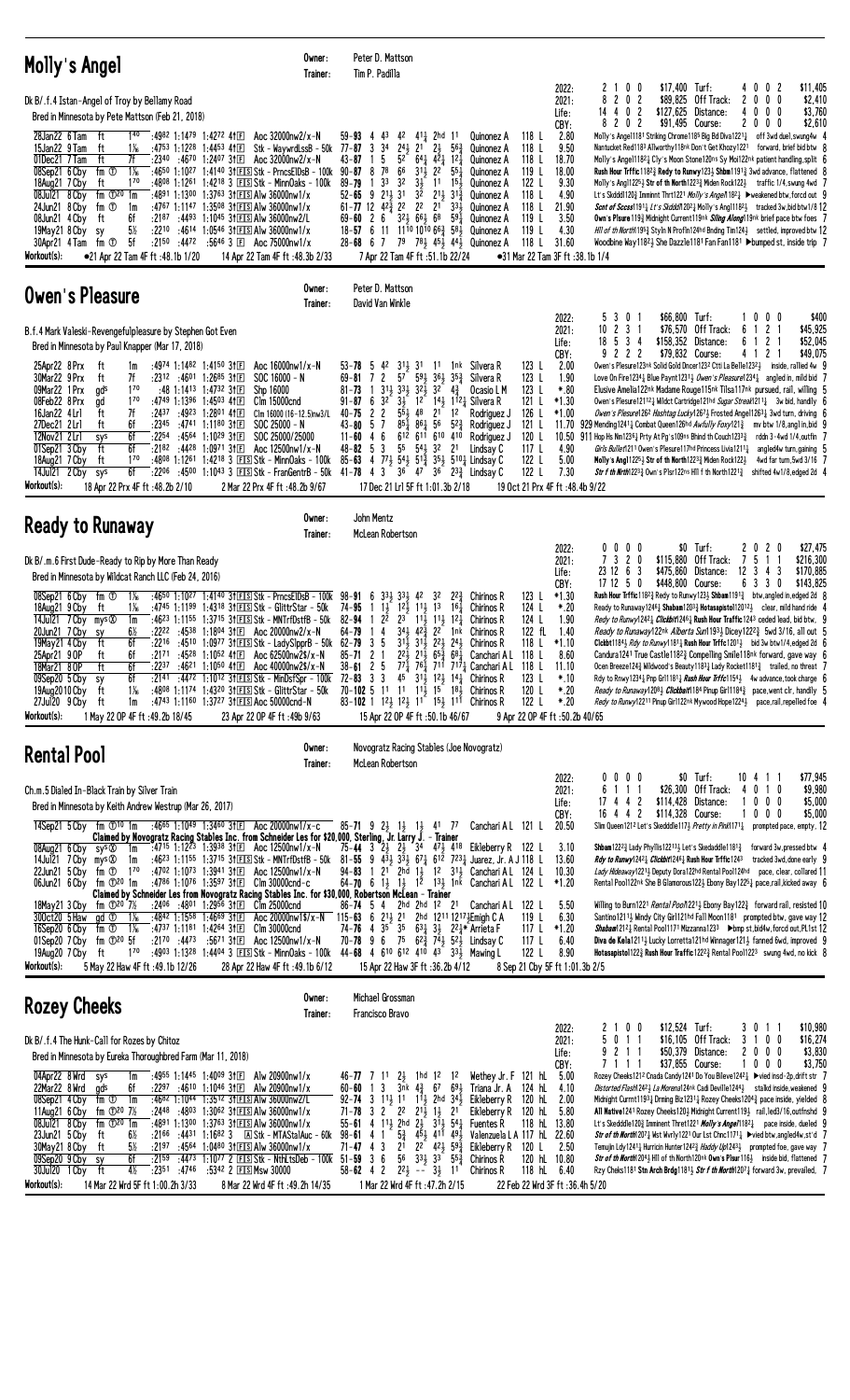## Molly's Angel

Owner: Peter D. Mattson
Trainer: Tim P. Padilla

Dk B/.f.4 Istan-Angel of Troy by Bellamy Road
Bred in Minnesota by Pete Mattson (Feb 21, 2018)

| | | | | | |
|---|---|---|---|---|---|
| 2022: | 2 1 0 0 | $17,400 | Turf: | 4 0 0 2 | $11,405 |
| 2021: | 8 2 0 2 | $89,825 | Off Track: | 2 0 0 0 | $2,410 |
| Life: | 14 4 0 2 | $127,625 | Distance: | 4 0 0 0 | $3,760 |
| CBY: | 8 2 0 2 | $91,495 | Course: | 2 0 0 0 | $2,610 |

```
28Jan22 6Tam  ft   1 40  :4982 1:1479 1:4272 41f  Aoc 32000nw2/x-N    59-93 4 43  42  41½ 2hd 11     Quinonez A   118 L   2.80  Molly's Angel1181 Striking Chrome1185 Big Bd Diva1221½  off 3wd duel,swung4w 8
15Jan22 9Tam  ft   1⅛   :4753 1:1228 1:4453 41f  Stk - WaywrdLssB - 50k 77-87 3 34 24½ 21  2½  56¾   Quinonez A   118 L   9.50  Nantucket Red1183 Allworthy118nk Don't Get Khozy1221  forward, brief bid btw 8
01Dec21 7Tam  ft   7f   :2340 :4670 1:2407 31f  Aoc 32000nw2/x-N    43-87 1 5  52  64¼ 42¾ 12¼   Quinonez A   118 L   18.70  Molly's Angel1182¼ Cly's Moon Stone120ns Sy Mo1122nk patient handling,split 6
08Sep21 6Cby  fm ①  1⅛   :4650 1:1027 1:4140 31f FS Stk - PrncsElDsB - 100k 90-87 8 78 66  31½ 22  55¼  Quinonez A   119 L   18.00  Rush Hour Trffc1182¾ Redy to Runwy123½ Shban1191¾ 3wd advance, flattened 8
18Aug21 7Cby  ft   1 70  :4808 1:1261 1:4218 3 FS Stk - MinnOaks - 100k 89-79 1 32 32  3½  11  15½  Quinonez A   122 L   9.30  Molly's Angl1225½ Str of th North1223¾ Miden Rock122½  traffic 1/4,swung 4wd 7
08Jul21 8Cby  fm ①20 1m  :4891 1:1300 1:3763 31f FS Alw 36000nw1/x  52-65 9 21½ 31  32  21½ 31¾  Quinonez A   118 L   4.90  Lt's Skddl120½ Imminnt Thrt1221 Molly's Angel1182½ ▶weakened btw, forcd out 9
24Jun21 8Cby  fm ①  1m   :4767 1:1147 1:3508 31f FS Alw 36000nw1/x  61-77 12 42½ 22  22  21  33¼  Quinonez A   118 L   21.90  Scnt of Sccss1181½ Lt's Skddl1202¾ Molly's Angl1182½  tracked 3w,bid btw1/8 12
08Jun21 4Cby  ft   6f   :2187 :4493 1:1045 31f FS Alw 36000nw2/L  69-60 2 6  32½ 66½ 68  59¾  Quinonez A   119 L   3.50  Own's Plsure119¾ Midnight Current119nk Sling Along119nk brief pace btw foes 7
19May21 8Cby  sy   5½   :2210 :4614 1:0546 31f FS Alw 36000nw2/L  18-57 6 11 1110 1010 66¾ 58¾  Quinonez A   119 L   4.30  Hll of th North1195¾ Styln N Proflin124hd Bnding Tim124½  settled, improved btw 12
30Apr21 4Tam  fm ①  5f   :2150 :4472 :5646 3 f  Aoc 75000nw1/x   28-68 6 7  79  78¾ 45¾ 44½  Quinonez A   118 L   31.60  Woodbine Way1182½ She Dazzle1181 Fan Fan1181 ▶bumped st, inside trip 7
Workout(s):  ●21 Apr 22 Tam 4F ft :48.1b 1/20    14 Apr 22 Tam 4F ft :48.3b 2/33    7 Apr 22 Tam 4F ft :51.1b 22/24    ●31 Mar 22 Tam 3F ft :38.1b 1/4
```

## Owen's Pleasure

Owner: Peter D. Mattson
Trainer: David Van Winkle

B.f.4 Mark Valeski-Revengefulpleasure by Stephen Got Even
Bred in Minnesota by Paul Knapper (Mar 17, 2018)

| | | | | | |
|---|---|---|---|---|---|
| 2022: | 5 3 0 1 | $66,800 | Turf: | 1 0 0 0 | $400 |
| 2021: | 10 2 3 1 | $76,570 | Off Track: | 6 1 2 1 | $45,925 |
| Life: | 18 5 3 4 | $158,352 | Distance: | 6 1 2 1 | $52,045 |
| CBY: | 9 2 2 2 | $79,832 | Course: | 4 1 2 1 | $49,075 |

```
25Apr22 8Prx  ft   1m   :4974 1:1482 1:4150 31f  Aoc 16000nw1/x-N   53-78 5 42  31½ 31  11  1nk   Silvera R    123 L   2.00  Owen's Pleasure123nk Solid Gold Dncer1232 Ctti La Belle1232½  inside, rallied 4w 9
30Mar22 9Prx  ft   7f   :2312 :4601 1:2685 31f  SOC 16000 - N       69-81 7 2  57  59½ 36½ 35¾   Silvera R    123 L   1.90  Love On Fire1234½ Blue Paynt1231½ Owen's Pleasure1234½ angled in, mild bid 7
09Mar22 1Prx  gd s 1 70  :48 1:1413 1:4732 31f  Shp 16000           81-73 1 31½ 33½ 32½ 32  4¾    Ocasio L M   123 L   *.80  Elusive Amelia122nk Madame Rouge115nk Tilsa117nk pursued, rail, willing 5
08Feb22 8Prx  gd   1 70  :4749 1:1396 1:4503 41f  Clm 15000cnd       91-87 6 32  3½  12  14½ 11¾   Silvera R    121 L   *1.30  Owen's Pleasure1211¾ Wildct Cartridge121hd Sugar Streak1211½ 3w bid, handily 6
16Jan22 4Lrl  ft   7f   :2437 :4923 1:2801 41f  Clm 16000 (16-12.5)nw3/L 40-75 2 2  55½ 48  21  12   Rodriguez J  126 L   *1.00  Owen's Plesure1262 Hashtag Lucky1267¼ Frosted Angel1263¼ 3wd turn, driving 6
27Dec21 2Lrl  ft   6f   :2345 :4741 1:1180 31f  SOC 25000 - N       43-80 5 7  85¾ 86½ 56  52¾   Rodriguez J  121 L   11.70  929 Mending1241¼ Combat Queen126hd Awfully Foxy121¾  mv btw 1/8,angl in,bid 9
12Nov21 2Lrl  sy s 6f   :2254 :4564 1:1029 31f  SOC 25000/25000     11-60 4 6  612 611 610 410   Rodriguez J  120 L   10.50  911 Hop Hs Nm1236¼ Prty At Pg's109ns Bhind th Couch1233¾  rddn 3-4wd 1/4,outfin 7
01Sep21 3Cby  ft   6f   :2182 :4428 1:0971 31f  Aoc 12500nw1/x-N   48-82 5 3  55  54½ 32  21    Lindsay C    117 L   4.90  Girls Ruller1211 Owen's Plesure117hd Princess Livia1211¼  angled4w turn,gaining 5
18Aug21 7Cby  ft   1 70  :4808 1:1261 1:4218 3 FS Stk - MinnOaks - 100k 85-63 4 77½ 54½ 51¾ 35¼ 510¼ Lindsay C   122 L   5.00  Molly's Angl1225½ Str of th North1223¾ Miden Rock122½  4wd far turn,5wd 3/16 7
14Jul21 2Cby  sy s 6f   :2206 :4500 1:1043 3 FS Stk - FranGentrB - 50k 41-78 4 3  36  47  36  23¾  Lindsay C    122 L   7.30  Str f th Nrth1223¾ Own's Plsr122ns Hll f th North1221¼  shifted 4w1/8,edged 2d 4
Workout(s):  18 Apr 22 Prx 4F ft :48.2b 2/10    2 Mar 22 Prx 4F ft :48.2b 9/67    17 Dec 21 Lrl 5F ft 1:01.3b 2/18    19 Oct 21 Prx 4F ft :48.4b 9/22
```

## Ready to Runaway

Owner: John Mentz
Trainer: McLean Robertson

Dk B/.m.6 First Dude-Ready to Rip by More Than Ready
Bred in Minnesota by Wildcat Ranch LLC (Feb 24, 2016)

| | | | | | |
|---|---|---|---|---|---|
| 2022: | 0 0 0 0 | $0 | Turf: | 2 0 2 0 | $27,475 |
| 2021: | 7 3 2 0 | $115,880 | Off Track: | 7 5 1 1 | $216,300 |
| Life: | 23 12 6 3 | $475,860 | Distance: | 12 3 4 3 | $170,885 |
| CBY: | 17 12 5 0 | $448,800 | Course: | 6 3 3 0 | $143,825 |

```
08Sep21 6Cby  fm ①  1⅛   :4650 1:1027 1:4140 31f FS Stk - PrncsElDsB - 100k 98-91 6 33½ 33½ 42  32  22¾  Chirinos R   123 L   *1.30  Rush Hour Trffc1182¾ Redy to Runwy123½ Shban1191¾  btw,angled in,edged 2d 8
18Aug21 9Cby  ft   1⅛   :4745 1:1199 1:4318 31f FS Stk - GlittrStar - 50k 74-95 1 1½ 12½ 11½ 13  16¼  Chirinos R   124 L   *.20  Ready to Runaway1246¼ Shaban1203¼ Hotasapistol1201¼ clear, mild hand ride 4
14Jul21 7Cby  mys⊗ 1m   :4623 1:1155 1:3715 31f FS Stk - MNTrfDstfB - 50k 82-94 1 22  23  11½ 11½ 12¼  Chirinos R   124 L   1.90  Redy to Runwy1242¼ Clckbt1246½ Rush Hour Trffic1243 ceded lead, bid btw, 9
20Jun21 7Cby  sy   6½   :2222 :4538 1:1804 31f  Aoc 20000nw2/x-N  64-79 1 4  34½ 42¾ 22  1nk   Chirinos R   122 fL   1.40  Ready to Runaway122nk Dicey1222¾ Sword of Jubilee122¼  5wd 3/16, all out 5
19May21 4Cby  ft   6f   :2216 :4510 1:0977 31f FS Stk - LadySlpprB - 50k 62-79 3 5  31½ 31½ 22½ 24½  Chirinos R   118 L   *1.10  Clckbt1184½ Rdy to Runwy1181¼ Rush Hour Trffic1201½  bid 3w btw1/4,edged 2d 6
25Apr21 9OP   ft   6f   :2171 :4528 1:1052 41f  Aoc 62500nw2$/x-N 85-71 2 1  22½ 21½ 65¾ 68¾  Cancharl A L 118 L   8.60  Candura1241 True Castle1182½ Compelling Smile118nk forward, gave way 6
18Mar21 8OP   ft   6f   :2237 :4621 1:1050 41f  Aoc 40000nw2$/x-N 38-61 2 5  77¾ 76¾ 711 717¼ Cancharl A L 118 L   11.10  Ocen Breeze124¾ Wildwood's Beauty1183¼ Lady Rocket1181¾  trailed, no threat 7
09Sep20 5Cby  sy   6f   :2141 :4472 1:1012 31f FS Stk - MinDstSpr - 100k 72-83 3 3  45  31½ 12½ 14¼  Chirinos R   123 L   *.10  Rdy to Rnwy1234¼ Pnp Grl1181¾ Rush Hour Trffc1154¼  4w advance,took charge 6
19Aug20 10Cby ft   1⅛   :4808 1:1174 1:4320 31f FS Stk - GlittrStar - 50k 70-102 5 11 11  11½ 15  18¼  Chirinos R   120 L   *.20  Ready to Runaway1208¼ Clckbt1184 Pinup Girl1184½  pace,went clr, handily 5
27Jul20 9Cby  ft   1m   :4743 1:1160 1:3727 31f FS Aoc 50000cnd-N  83-102 1 12½ 12½ 11  15½ 111  Chirinos R   122 L   *.20  Redy to Runwy12211 Pinup Girl122nk Mywood Hope1224½  pace,rail,repelled foe 4
Workout(s):  1 May 22 OP 4F ft :49.2b 18/45    23 Apr 22 OP 4F ft :49b 9/63    15 Apr 22 OP 4F ft :50.1b 46/67    9 Apr 22 OP 4F ft :50.2b 40/65
```

## Rental Pool

Owner: Novogratz Racing Stables (Joe Novogratz)
Trainer: McLean Robertson

Ch.m.5 Dialed In-Black Train by Silver Train
Bred in Minnesota by Keith Andrew Westrup (Mar 26, 2017)

| | | | | | |
|---|---|---|---|---|---|
| 2022: | 0 0 0 0 | $0 | Turf: | 10 4 1 1 | $77,945 |
| 2021: | 6 1 1 1 | $26,300 | Off Track: | 4 0 1 0 | $9,980 |
| Life: | 17 4 4 2 | $114,428 | Distance: | 1 0 0 0 | $5,000 |
| CBY: | 16 4 4 2 | $114,328 | Course: | 1 0 0 0 | $5,000 |

```
14Sep21 5Cby  fm ①10 1m  :4665 1:1049 1:3460 31f  Aoc 20000nw1/x-c  85-71 9 2½ 1½  1½  41  77   Canchari A L 121 L   20.50  Slim Queen1212 Let's Skeddle117¾ Pretty n Pink1171¼  prompted pace, empty, 12
     Claimed by Novogratz Racing Stables Inc. from Schneider Les for $20,000, Sterling, Jr. Larry J. - Trainer
08Aug21 5Cby  sys⊗ 1m   :4715 1:1223 1:3938 31f  Aoc 12500nw1/x-N   75-44 3 2½ 2½ 34  47¾ 418  Eikleberry R 122 L   3.10  Shban1222¾ Lady Phyllis12213½ Let's Skedaddle1181¾  forward 3w,pressed btw 4
14Jul21 7Cby  mys⊗ 1m   :4623 1:1155 1:3715 31f FS Stk - MNTrfDstfB - 50k 81-55 9 43½ 33½ 67¼ 612 723¼ Juarez, Jr. A J 118 L 13.60  Rdy to Runwy1242¼ Clckbt1246½ Rush Hour Trffic1243  tracked 3wd,done early 9
22Jun21 5Cby  fm ①  1m   :4702 1:1073 1:3941 31f  Aoc 12500nw1/x-N   94-83 1 21  2hd 1½  12  31½  Canchari A L 124 L   10.30  Lady Hideaway1221¼ Deputy Dora122hd Rental Pool124hd  pace, clear, collared 11
06Jun21 6Cby  fm ①20 1m  :4786 1:1076 1:3597 31f  Clm 30000cnd-c     64-70 6 1½ 1½ 12  13½ 1nk  Canchari A L 122 L   *1.20  Rental Pool122nk She B Glamorous122¾ Ebony Bay1225½ pace,kicked away 6
     Claimed by Schneider Les from Novogratz Racing Stables Inc. for $30,000, Robertson McLean - Trainer
18May21 3Cby  fm ①20 7½ :2406 :4801 1:2956 31f  Clm 25000cnd       86-74 5 4  2hd 2hd 12  21   Canchari A L 122 L   5.50  Willing to Burn1221 Rental Pool1221½ Ebony Bay1225½ forward rail, resisted 10
30Oct20 5Haw  gd ①  1⅛   :4842 1:1558 1:4669 31f  Aoc 20000nw1$/x-N 115-63 6 21½ 21  2hd 1211 1217½ Emigh C A 119 L   6.30  Santino1211¼ Mindy City Girl121hd Full Moon1181 prompted btw, gave way 12
16Sep20 6Cby  fm ①  1⅛   :4737 1:1181 1:4264 31f  Clm 30000cnd       74-76 4 35  35  63¾ 3½  22¼ ♦ Arrieta F   117 L   *1.20  Shabuan1212¼ Rental Pool1171 Mizzanna1233  ▶bmp st,bid4w,forcd out,PL1st 12
01Sep20 7Cby  fm ①20 5f  :2170 :4473 :5671 31f  Aoc 12500nw1/x-N   70-78 9 6  75  62¾ 74½ 52½  Lindsay C    117 L   6.40  Diva de Kela1211¼ Lucky Lorretta121hd Winnager121½ fanned 6wd, improved 9
19Aug20 7Cby  ft   1 70  :4903 1:1328 1:4404 3 FS Stk - MinnOaks - 100k 44-68 4 610 612 410 43  33½  Mawing L     122 L   8.90  Hotasapistol1222¾ Rush Hour Traffic1222¾ Rental Pool1223 swung 4wd, no kick 8
Workout(s):  5 May 22 Haw 4F ft :49.1b 12/26    28 Apr 22 Haw 4F ft :49.1b 6/12    15 Apr 22 Haw 3F ft :36.2b 4/12    8 Sep 21 Cby 5F ft 1:01.3b 2/5
```

## Rozey Cheeks

Owner: Michael Grossman
Trainer: Francisco Bravo

Dk B/.f.4 The Hunk-Call for Rozes by Chitoz
Bred in Minnesota by Eureka Thoroughbred Farm (Mar 11, 2018)

| | | | | | |
|---|---|---|---|---|---|
| 2022: | 2 1 0 0 | $12,524 | Turf: | 3 0 1 1 | $10,980 |
| 2021: | 5 0 1 1 | $16,105 | Off Track: | 3 1 0 0 | $16,274 |
| Life: | 9 2 1 1 | $50,379 | Distance: | 2 0 0 0 | $3,830 |
| CBY: | 7 1 1 1 | $37,855 | Course: | 1 0 0 0 | $3,750 |

```
04Apr22 8Wrd  sys  1m   :4955 1:1445 1:4009 31f  Alw 20900nw1/x    46-77 7 11 2½  1hd 12  12   Wethey Jr. F 121 hL   5.00  Rozey Cheeks1212 Cnada Candy1241 Do You Believe1241¼ ▶vied insd-2p,drift str 7
22Mar22 8Wrd  gd s 6f   :2297 :4610 1:1046 31f  Alw 20900nw1/x    60-60 1 3  3nk 4¾  67  69½  Triana Jr. A 124 hL   4.10  Distorted Flash1262½ La Morena124nk Cadi Deville1244¼  stalkd inside,weakened 9
08Sep21 4Cby  fm ①  1m   :4662 1:1044 1:3574 31f FS Alw 36000nw2/L  92-74 3 11½ 11  11½ 2hd 34½  Eikleberry R 120 hL   2.00  Midnight Current1193¼ Drming Biz1231½ Rozey Cheeks1204½ pace inside, yielded 8
11Aug21 6Cby  fm ①20 7½ :2448 :4803 1:3062 31f FS Alw 36000nw1/x  71-78 3 2  22  21½ 1½  21   Eikleberry R 120 hL   5.80  All Native1241 Rozey Cheeks120¾ Midnight Current119½ rail,led3/16,outfnshd 9
08Jul21 8Cby  fm ①20 1m  :4891 1:1300 1:3763 31f FS Alw 36000nw1/x  55-61 4 11½ 2hd 2½  31½ 54½  Fuentes R    118 hL   13.80  Lt's Skeddle120½ Imminent Thret1221 Molly's Angel1182½  pace inside, dueled 9
23Jun21 5Cby  ft   6½   :2166 :4431 1:1682 3  A Stk - MTAStalAuc - 60k 98-61 4 1  5¾  45¾ 411 49¾  Valenzuela L A 117 hL 22.60  Str of th North1207¾ Wst Wrrly1221 Our Lst Chnc1171¼ ▶vied btw,angled4w,st'd 7
30May21 8Cby  ft   5½   :2197 :4564 1:0480 31f FS Alw 36000nw1/x  71-47 4 3  21  22  42¾ 59¾  Eikleberry R 120 L   2.50  Temujin Ldy1241½ Hurricin Hunter1242¾ Haddy Up1243½  prompted foe, gave way 7
09Sep20 9Cby  sy s 6f   :2159 :4473 1:1077 2 FS Stk - NtHLtsDeb - 100k 51-59 3 6  56  33¾ 33  55¾  Chirinos R   120 hL   10.80  Str of th North1204¼ Hll of th North120nk Own's Plsur116½  inside bid, flattened 7
30Jul20 1Cby  ft   4½   :2351 :4746 :5342 2 FS Msw 30000      58-62 4 2  22½ --  3½  11   Chirinos R   118 hL   6.40  Rzy Chks1181 Stn Arch Brdg1181½ Str f th Nrth1207¼ forward 3w, prevailed, 7
Workout(s):  14 Mar 22 Wrd 5F ft 1:00.2h 3/33    8 Mar 22 Wrd 4F ft :49.2h 14/35    1 Mar 22 Wrd 4F ft :47.2h 2/15    22 Feb 22 Wrd 3F ft :36.4h 5/20
```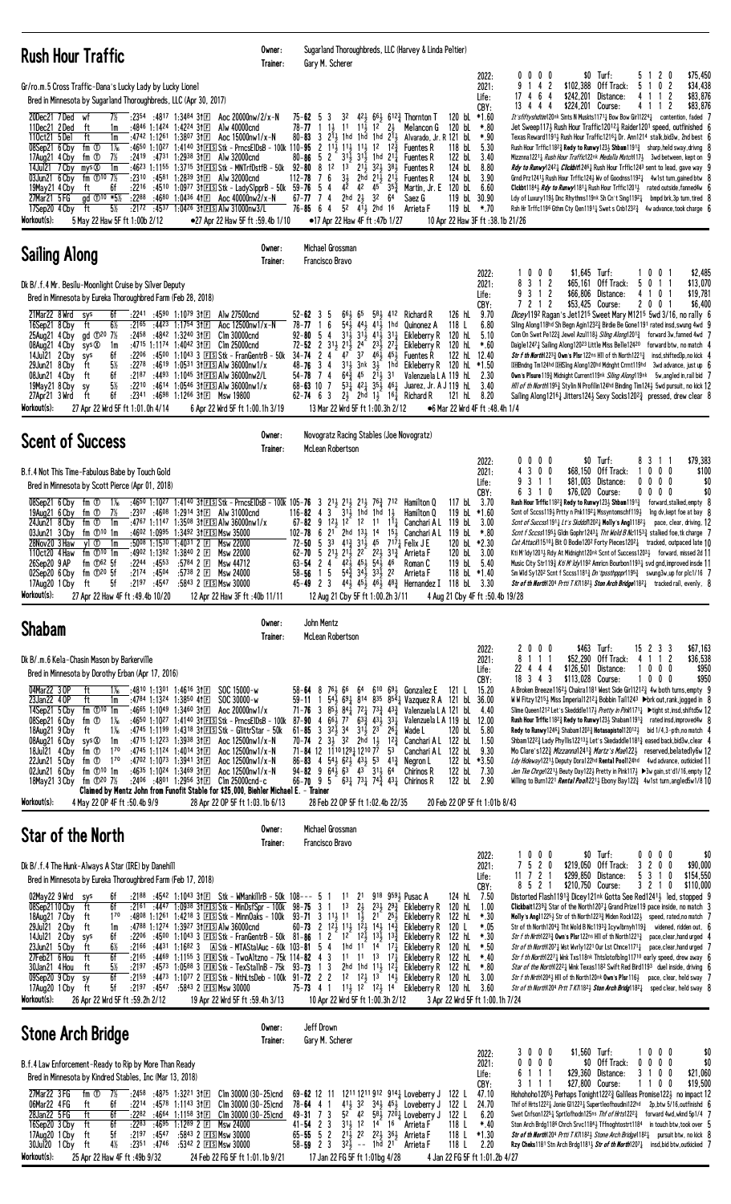## Rush Hour Traffic

Owner: Sugarland Thoroughbreds, LLC (Harvey & Linda Peltier)
Trainer: Gary M. Scherer

Gr/ro.m.5 Cross Traffic-Dana's Lucky Lady by Lucky Lionel

Bred in Minnesota by Sugarland Thoroughbreds, LLC (Apr 30, 2017)

| | | | | | | | |
|---|---|---|---|---|---|---|---|
| 2022: | 0 0 0 0 | $0 | Turf: | 5 1 2 0 | $75,450 |
| 2021: | 9 1 4 2 | $102,388 | Off Track: | 5 1 0 2 | $34,438 |
| Life: | 17 4 6 4 | $242,201 | Distance: | 4 1 1 2 | $83,876 |
| CBY: | 13 4 4 4 | $224,201 | Course: | 4 1 1 2 | $83,876 |

```
20Dec21 7Ded  wf   7½  :2354 :4817 1:3484 3↑[E] Aoc 20000nw/2/x-N   75-62 5 3  3² 4²½ 6⁶½ 6¹²¾ Thornton T   120 bL *1.60 It'sfiftyshotten120nk Sints N Musktts1171½ Bow Bow Girl1224½   contention, faded 7
11Dec21 2Ded  ft   1m  :4846 1:1424 1:4224 3↑[E] Alw 40000cnd      78-77 1 1½ 1¹ 1¹½ 1² 2½    Melancon G   120 bL  *.80 Jet Sweep117½ Rush Hour Traffic1201½ Raider1201 speed, outfinished 6
11Oct21 5Del  ft   1m  :4742 1:1261 1:3807 3↑[E] Aoc 15000nw1/x-N   80-83 3 2¹½ 1hd 1hd 1hd 2¹½   Alvarado, Jr. R 121 bL *.90 Texas Reward1191½ Rush Hour Traffic1216½ Dr. Ann1214 stalk,bid2w, 2nd best 6
08Sep21 6Cby  fm ⓣ 1⅛ :4650 1:1027 1:4140 3↑[E][S] Stk - PrncsElDsB - 100k 110-95 2 1¹½ 1¹½ 1¹½ 1² 1²¾ Fuentes R   118 bL  5.30 Rush Hour Trffic118²¾ Redy to Runwy123½ Shbam1191¾   sharp,held sway,driving 8
17Aug21 4Cby  fm ⓣ 7½  :2418 :4731 1:2838 3↑[E] Alw 32000cnd      80-86 5 2  3¹½ 3¹½ 1hd 2¹¼  Fuentes R   122 bL  3.40 Mizznna1221¼ Rush Hour Traffic122nk Medalla Match117½   3wd between, kept on 9
14Jul21 7Cby  mys⊗ 1m  :4623 1:1155 1:3715 3↑[E][S] Stk - MNTrfDstfB - 50k 92-80 8 1² 1³ 2¹½ 3²½ 3⁸½ Fuentes R  124 bL  8.80 Rdy to Runwy124²½ Clickbit124⁶½ Rush Hour Trffic124³ sent to lead, gave way 9
03Jun21 6Cby  fm ⓣ10 7½ :2310 :4581 1:2839 3↑[E] Alw 32000cnd      112-78 7 6  3½ 2hd 2¹½ 2¹½ Fuentes R   124 bL  3.90 Grnd Prz1241½ Rush Hour Trffic124½ Wv of Goodnss1192½   4w1st turn,gained btw 8
19May21 4Cby  ft   6f  :2216 :4510 1:0977 3↑[E][S] Stk - LadySlpprB - 50k 59-76 5 4  4² 4² 4⁵ 3⁵¾  Martin, Jr. E 120 bL  6.60 Clckbt118⁴½ Rdy to Runwy1181½ Rush Hour Trffic1201½   rated outside,fanned4w 6
27Mar21 5FG   gd ⓣ10 *5½ :2288 :4680 1:0436 4↑[E] Aoc 40000nw2/x-N 67-77 7 4  2hd 2½ 3² 6⁴    Saez G      119 bL 30.90 Ldy of Luxury119½ Dnc Rhythms119nk Sh Cn't Sing1192½   bmpd brk,3p turn,tired 8
17Sep20 4Cby  ft   5½  :2172 :4537 1:0426 3↑[E][S] Alw 31000nw3/L  76-85 6 4  5² 4¹½ 2hd 1⁶   Arrieta F    119 bL  *.70 Rsh Hr Trffc1196 Gthn Cty Qen1191½ Swet s Cnb123²¾   4w advance,took charge 6
Workout(s):  5 May 22 Haw 5F ft 1:00b 2/12   ●27 Apr 22 Haw 5F ft :59.4b 1/10   ●17 Apr 22 Haw 4F ft :47b 1/27   10 Apr 22 Haw 3F ft :38.1b 21/26
```

## Sailing Along

Owner: Michael Grossman
Trainer: Francisco Bravo

Dk B/.f.4 Mr. Besilu-Moonlight Cruise by Silver Deputy

Bred in Minnesota by Eureka Thoroughbred Farm (Feb 28, 2018)

| | | | | | | | |
|---|---|---|---|---|---|---|---|
| 2022: | 1 0 0 0 | $1,645 | Turf: | 1 0 0 1 | $2,485 |
| 2021: | 8 3 1 2 | $65,161 | Off Track: | 5 0 1 1 | $13,070 |
| Life: | 9 3 1 2 | $66,806 | Distance: | 4 1 0 1 | $19,781 |
| CBY: | 7 2 1 2 | $53,425 | Course: | 2 0 0 1 | $6,400 |

```
21Mar22 8Wrd  sys  6f  :2241 :4580 1:1079 3↑[E] Alw 27500cnd      52-62 3 5  6⁶½ 6⁵ 5⁸½ 4¹²  Richard R   126 hL  9.70 Dicey119² Ragan's Jet121⁵ Sweet Mary M121⁵ 5wd 3/16, no rally 6
16Sep21 8Cby  ft   6½  :2165 :4423 1:1754 3↑[E] Aoc 12500nw1/x-N   78-77 1 6  5⁴½ 4⁴½ 4¹½ 1hd Quinonez A  118 L   6.80 Slling Along118hd Sh Begn Agin123²¾ Birdie Be Gone1191 rated insd,swung 4wd 9
25Aug21 4Cby  gd ⓣ20 7½ :2458 :4842 1:3240 3↑[E] Clm 30000cnd      92-80 5 4  3¹½ 3¹½ 4¹½ 3¹½ Eikleberry R 120 hL  5.10 Com On Swet Pe122½ Jewel Azul118½ Sling Along120¹¼   forward 3w,fanned 4wd 7
08Aug21 4Cby  sys⊗ 1m  :4715 1:1174 1:4042 3↑[E] Clm 25000cnd      72-52 2 3¹½ 2¹½ 2⁴ 2³½ 2⁷¾ Eikleberry R 120 hL  *.60 Daigle124⁷¾ Sailing Along120²³ Little Miss Belle124²⁰   forward btw, no match 4
14Jul21 2Cby  sys  6f  :2206 :4500 1:1043 3↑[E][S] Stk - FranGentrB - 50k 34-74 2 4  4⁷ 3⁷ 4⁶½ 4⁵½ Fuentes R  122 hL 12.40 Str f th North122³¾ Own's Plsr122nk Hll of th North122¹½   insd,shifted3p,no kick 4
29Jun21 8Cby  ft   5½  :2278 :4619 1:0531 3↑[E][S] Alw 36000nw1/x 48-76 3 4  3¹½ 3nk 3½ 1hd Eikleberry R 120 hL *1.50 [DH]Bndng Tm124hd [DH]Slng Along120hd Mdnght Crrnt119hd 3wd advance, just up 6
08Jun21 4Cby  ft   6f  :2187 :4493 1:1045 3↑[E][S] Alw 36000nw2/L 54-78 7 4  6⁴¾ 4⁵ 2¹½ 3¹  Valenzuela L A 119 hL  2.30 Own's Plsure119½ Midnight Current119nk Sling Along119nk  5w,angled in,rail bid 7
19May21 8Cby  sy   5½  :2210 :4614 1:0546 3↑[E][S] Alw 36000nw1/x 68-63 10 7  5³½ 4²½ 3⁵½ 4⁶½ Juarez, Jr. A J 119 hL 3.40 Hll of th North119⁵½ Styln N Profiln124hd Binding Tm124½ 5wd pursuit, no kick 12
27Apr21 3Wrd  ft   6f  :2341 :4698 1:1266 3↑[E] Msw 19800       62-74 6 3  2½ 2hd 1½ 1⁶¾  Richard R   121 hL  8.20 Sailing Along121⁶¾ Jitters124½ Sexy Socks120²½   pressed, drew clear 8
Workout(s):  27 Apr 22 Wrd 5F ft 1:01.0h 4/14   6 Apr 22 Wrd 5F ft 1:00.1h 3/19   13 Mar 22 Wrd 5F ft 1:00.3h 2/12   ●6 Mar 22 Wrd 4F ft :48.4h 1/4
```

## Scent of Success

Owner: Novogratz Racing Stables (Joe Novogratz)
Trainer: McLean Robertson

B.f.4 Not This Time-Fabulous Babe by Touch Gold

Bred in Minnesota by Scott Pierce (Apr 01, 2018)

| | | | | | | | |
|---|---|---|---|---|---|---|---|
| 2022: | 0 0 0 0 | $0 | Turf: | 8 3 1 1 | $79,383 |
| 2021: | 4 3 0 0 | $68,150 | Off Track: | 1 0 0 0 | $100 |
| Life: | 9 3 1 1 | $81,003 | Distance: | 0 0 0 0 | $0 |
| CBY: | 6 3 1 0 | $76,020 | Course: | 0 0 0 0 | $0 |

```
08Sep21 6Cby  fm ⓣ 1⅛ :4650 1:1027 1:4140 3↑[E][S] Stk - PrncsElDsB - 100k 105-76 3 2¹½ 2¹½ 2¹½ 7⁶¾ 7¹² Hamilton Q  117 bL  3.70 Rush Hour Trffic118²¾ Redy to Runwy123½ Shbam1191¾   forward,stalked,empty 8
19Aug21 6Cby  fm ⓣ 7½  :2307 :4608 1:2914 3↑[E] Alw 31000cnd      116-82 4 3  3¹½ 1hd 1hd 1½  Hamilton Q  119 bL *1.60 Scnt of Sccss119½ Prtty n Pnk119²¾ Mssyntonschf119½   lng dv,kept foe at bay 8
24Jun21 8Cby  fm ⓣ 1m  :4767 1:1147 1:3508 3↑[E][S] Alw 36000nw1/x 67-82 9 12¹½ 1² 1² 1¹ 1¹¼  Canchari A L 119 bL  3.00 Scnt of Succss1191¼ Lt's Skddl120²½ Molly's Angl118²½   speed, pace, driving, 12
03Jun21 3Cby  fm ⓣ10 1m :4602 1:0995 1:3492 3↑[E][S] Msw 35000    102-78 6 2¹ 2hd 1³½ 1⁴ 1⁵½ Canchari A L 119 bL  *.80 Scnt f Sccss119⁵½ Gldn Gophr124³½ Tht Wold B Nc115³¾ stalked foe,tk charge 7
28Nov20 3Haw  yl ⓣ 1m  :5008 1:1530 1:4037 2[E] Msw 22000         72-50 5 3³ 4¹½ 3¹½ 4⁵ 7¹⁷¼ Felix J E  120 bL *2.30 Cat Attack115¹⁶½ Bit O Bodie120² Forty Pieces120²¼   tracked, outpaced late 10
11Oct20 4Haw  fm ⓣ10 1m :4902 1:1382 1:3840 2[E] Msw 22000         62-70 5 2¹½ 2¹½ 2² 2²½ 3¹¾ Arrieta F  120 bL  3.00 Kti M'ldy1201½ Rdy At Midnight120nk Scnt of Success120¹½  forward, missed 2d 11
26Sep20 9AP   fm ⓣ62 5f :2244 :4553  :5784 2[E] Msw 44712         63-54 2 4  4²½ 4⁵½ 5⁴½ 4⁶  Roman C     119 bL  5.40 Music City Str119⁴ Kti M'ldy1192 Amricn Bourbon119³½ svd gnd,improved inside 11
02Sep20 6Cby  fm ⓣ20 5f :2174 :4504  :5738 2[E] Msw 24000         58-56 1 5  5⁴½ 3⁴½ 3³½ 2²  Arrieta F   118 bL *1.40 Sm Wld Sy120² Scnt f Sccss118¹½ Dn tpssthpppr119⁶½ swung3w,up for plc1/16 7
17Aug20 1Cby  ft   5f  :2197 :4547  :5843 2[E][S] Msw 30000       45-49 2 3  4⁴½ 4⁵½ 4⁶½ 4⁹¾ Hernandez I 118 bL  3.30 Str of th North120⁴ Prtt T Kt118²½ Ston Arch Bridge118²½   tracked rail, evenly, 8
Workout(s):  27 Apr 22 Haw 4F ft :49.4b 10/20   12 Apr 22 Haw 3F ft :40b 11/11   12 Aug 21 Cby 5F ft 1:00.2h 3/11   4 Aug 21 Cby 4F ft :50.4b 19/28
```

## Shabam

Owner: John Mentz
Trainer: McLean Robertson

Dk B/.m.6 Kela-Chasin Mason by Barkerville

Bred in Minnesota by Dorothy Erban (Apr 17, 2016)

| | | | | | | | |
|---|---|---|---|---|---|---|---|
| 2022: | 2 0 0 0 | $463 | Turf: | 15 2 3 3 | $67,163 |
| 2021: | 8 1 1 1 | $52,290 | Off Track: | 4 1 1 2 | $36,538 |
| Life: | 22 4 4 4 | $126,501 | Distance: | 1 0 0 0 | $950 |
| CBY: | 18 3 4 3 | $113,028 | Course: | 1 0 0 0 | $950 |

```
04Mar22 3OP   ft   1⅝  :4810 1:1301 1:4616 3↑[E] SOC 15000-w      58-64 8 7⁶½ 6⁶ 6⁴ 6¹⁰ 6⁹½ Gonzalez E  121 L  15.20 A Broken Breeze116²½ Chakra1181 West Side Girl121²¾ 4w both turns,empty 9
23Jan22 4OP   ft   1m  :4784 1:1324 1:3850 4↑[E] SOC 30000-w      59-11 1 5⁴½ 6⁹½ 8¹⁴ 8³⁵ 8⁵⁴¼ Vazquez R A 121 bL 36.00 W M Fitzy125⁵½ Miss Imperial121²½ Bobbin Tail124³ ▶brk out,rank,jogged in 8
14Sep21 5Cby  fm ⓣ10 1m :4665 1:1049 1:3460 3↑[E] Aoc 20000nw1/x  71-76 3 8⁵½ 8⁴¾ 7²½ 7³½ 4³¾ Valenzuela L A 121 bL  4.40 Slime Queen121² Let's Skeddle117½ Pretty n Pink117½ ▶tight st,insd,shift5w 12
08Sep21 6Cby  fm ⓣ 1⅛ :4650 1:1027 1:4140 3↑[E][S] Stk - PrncsElDsB - 100k 87-90 4 6⁶½ 7⁷ 6³½ 4³½ 3³¼ Valenzuela L A 119 bL 12.00 Rush Hour Trffic118²¾ Redy to Runwy123½ Shbam1191¾   rated insd,improved4w 8
19Aug21 9Cby  ft   1⅛  :4745 1:1199 1:4318 3↑[E][S] Stk - GlltrStar - 50k 61-85 3 3²½ 3⁴ 3¹½ 2³ 2⁶¼ Wade L    120 bL  5.60 Redy to Runwy124⁶¼ Shabam120³½ Hotsasplsh120¹²¾   bid 1/4,3-pth,no match 4
08Aug21 6Cby  sys⊗ 1m  :4715 1:1223 1:3938 3↑[E] Aoc 12500nw1/x-N  70-74 2 3½ 3² 2hd 1½ 1²¾  Canchari A L 122 bL  1.50 Shbam122²¾ Lady Phyllis1221³¼ Let's Skedaddle1181½ eased back,bid3w,clear 4
18Jul21 4Cby  fm ⓣ 1⁷⁰ :4745 1:1124 1:4014 3↑[E] Aoc 12500nw1/x-N 71-84 12 11¹⁰ 12⁹½ 12¹⁰ 7⁷ 5³ Canchari A L 122 bL  9.30 Mo Clare's122½ Mizzanna124¹½ Martz's Mae122½   reserved,belatedly6w 12
22Jun21 5Cby  fm ⓣ 1⁷⁰ :4702 1:1073 1:3941 3↑[E] Aoc 12500nw1/x-N  86-83 4 5⁴½ 6²½ 4³½ 5³ 4¹¾  Negron L   122 bL *3.50 Ldy Hideway122¹½ Deputy Dora122hd Rental Pool124hd   4wd advance, outkicked 11
02Jun21 6Cby  fm ⓣ10 1m :4635 1:1024 1:3469 3↑[E] Aoc 12500nw1/x-N 94-82 9 6⁴½ 6³ 4³ 3¹½ 6⁴  Chirinos R  122 bL  7.30 Jen The Chrge122¹½ Beuty Day122½ Pretty n Pink117½ ▶3w gain,st'd1/16,empty 12
18May21 3Cby  fm ⓣ20 7½ :2406 :4801 1:2956 3↑[E] Clm 25000cnd-c  66-70 9 5  6³¾ 7³½ 7⁴½ 4³¼ Chirinos R  122 bL  2.90 Willing to Burn122¹ Rental Pool122¹½ Ebony Bay122½   4w1st turn,angled5w1/8 10
      Claimed by Mentz John from Funofit Stable for $25,000, Biehler Michael E. - Trainer
Workout(s):  4 May 22 OP 4F ft :50.4b 9/9   28 Apr 22 OP 5F ft 1:03.1b 6/13   28 Feb 22 OP 5F ft 1:02.4b 22/35   20 Feb 22 OP 5F ft 1:01b 8/43
```

## Star of the North

Owner: Michael Grossman
Trainer: Francisco Bravo

Dk B/.f.4 The Hunk-Always A Star (IRE) by Danehill

Bred in Minnesota by Eureka Thoroughbred Farm (Feb 17, 2018)

| | | | | | | | |
|---|---|---|---|---|---|---|---|
| 2022: | 1 0 0 0 | $0 | Turf: | 0 0 0 0 | $0 |
| 2021: | 7 5 2 0 | $219,050 | Off Track: | 3 2 0 0 | $90,000 |
| Life: | 11 7 2 1 | $299,850 | Distance: | 5 3 1 0 | $154,550 |
| CBY: | 8 5 2 1 | $210,750 | Course: | 3 2 1 0 | $110,000 |

```
02May22 9Wrd  sys  6f  :2188 :4542 1:1043 3↑[E] Stk - WMankillrB - 50k 108-- 5 1  1¹ 2¹ 9¹⁸ 9⁵⁹½ Pusac A    124 hL  7.50 Distorted Flash119¹½ Dicey121nk Gotta See Red124¹½ led, stopped 9
08Sep21 10Cby ft   6f  :2161 :4447 1:0938 3↑[E][S] Stk - MinDsfSpr - 100k 98-75 3 1  1³ 2½ 2³½ 2⁹½ Eikleberry R 120 hL  1.00 Clckbit123⁹½ Star of the North120⁷½ Grand Prize119 pace inside, no match 3
18Aug21 7Cby  ft   1⁷⁰ :4808 1:1261 1:4218 3↑[E][S] Stk - MinnOaks - 100k 93-71 3 1¹½ 1¹ 1¹ 2¹ 2⁵½ Eikleberry R 122 hL  *.30 Molly's Angl122⁵½ Str of th North122³½ Miden Rock122½   speed, rated,no match 7
29Jul21 2Cby  ft   1m  :4788 1:1274 1:3927 3↑[E] Alw 36000cnd     60-73 2 1²½ 1¹½ 1²½ 1⁴½ 1⁴   Eikleberry R 120 L  *.05 Str of th North120⁴½ Tht Wold B Nc119³ Icywlbrwrh119³   widened, ridden out, 6
14Jul21 2Cby  sys  6f  :2206 :4500 1:1043 3↑[E][S] Stk - FranGentrB - 50k 81-86 1 2  1² 1²½ 1³½ 1³¾ Eikleberry R 122 hL *.30 Str f th North122³¾ Own's Plsr122nk Hll of th North122¹½   pace,clear,hand urged 4
23Jun21 5Cby  ft   6½  :2166 :4431 1:1662 3  [A] Stk - MTAStalAuc - 60k 103-81 5 4  1hd 1¹ 1⁴ 1⁷¼ Eikleberry R 120 hL  *.50 Str of th North120⁷¼ Wst Wrly122¹ Our Lst Chnce117¹¼   pace,clear,hand urged 7
27Feb21 6Hou  ft   6f  :2165 :4469 1:1155 3 [E][R] Stk - TwoAltzno - 75k 114-82 4 3  1¹ 1¹ 1³ 1⁷¼ Eikleberry R 122 hL  *.40 Str f th North122⁷¼ Mnk Txs118nk Thtslotofblng117¹⁰ early speed, drew away 6
30Jan21 4Hou  ft   5½  :2197 :4573 1:0580 3 [E][R] Stk - TexStallnB - 75k 93-73 1 3  2hd 1hd 1¹½ 1²¼ Eikleberry R 122 hL  *.80 Star of the North122²¼ Mnk Texas118²½ Swift Red Bird119³ duel inside, driving 6
09Sep20 9Cby  sy   6f  :2159 :4473 1:1077 2[E][S] Stk - NthLtsDeb - 100k 91-72 2 2  1² 1²½ 1³ 1⁴½ Eikleberry R 120 hL  3.00 Str f th North120⁴½ Hll of th North120nk Own's Plsr116½   pace, clear, held sway 7
17Aug20 1Cby  ft   5f  :2197 :4547  :5843 2[E][S] Msw 30000       75-73 4 1  1¹½ 1² 1²½ 1⁴  Eikleberry R 120 hL  3.60 Str of th North120⁴ Prtt T Kt118²½ Ston Arch Bridge118²½   sped clear, held sway 8
Workout(s):  26 Apr 22 Wrd 5F ft :59.2h 2/12   19 Apr 22 Wrd 5F ft :59.4h 3/13   10 Apr 22 Wrd 5F ft 1:00.3h 2/12   3 Apr 22 Wrd 5F ft 1:00.1h 7/24
```

## Stone Arch Bridge

Owner: Jeff Drown
Trainer: Gary M. Scherer

B.f.4 Law Enforcement-Ready to Rip by More Than Ready

Bred in Minnesota by Kindred Stables, Inc (Mar 13, 2018)

| | | | | | | | |
|---|---|---|---|---|---|---|---|
| 2022: | 3 0 0 0 | $1,560 | Turf: | 1 0 0 0 | $0 |
| 2021: | 0 0 0 0 | $0 | Off Track: | 0 0 0 0 | $0 |
| Life: | 6 1 1 1 | $29,360 | Distance: | 3 1 0 0 | $21,060 |
| CBY: | 3 1 1 1 | $27,800 | Course: | 1 1 0 0 | $19,500 |

```
27Mar22 3FG   fm ⓣ 7½  :2458 :4875 1:3221 3↑[E] Clm 30000(30-25)cnd 69-62 12 11 12¹¹ 12¹¹ 9¹¹¼ 9¹⁴¼ Loveberry J  122 L  47.10 Hohohoho120⁵½ Perhaps Tonight122²¾ Galileas Promise122½ no impact 12
06Mar22 4FG   ft   6f  :2214 :4578 1:1143 3↑[E] Clm 30000(30-25)cnd 78-64 4 1  4¹½ 3² 3⁴½ 4⁵½ Loveberry J  122 L  24.70 Thif of Hrts122²¾ Jonie Gl123³½ Supertleofhoudini122hd 2p,btw 5/16,outfinishd 6
28Jan22 5FG   ft   6f  :2282 :4664 1:1158 3↑[E] Clm 30000(30-25)cnd 49-31 7 3  5² 4² 5⁸½ 7²⁰¼ Loveberry J  122 L   6.20 Swet Cnfsn122⁵½ Sprtlofhodn125nk Thf of Hrts122²½   forward 4wd,wknd 5p1/4 7
16Sep20 3Cby  ft   6f  :2283 :4695 1:1289 2[E] Msw 24000         41-54 2 3  3¹½ 1² 1⁴ 1⁶  Arrieta F   118 L   *.40 Ston Arch Brdg118⁶ Chrch Srvc118⁴½ Tffnoghtstsrt118⁴   in touch btw,took over 5
17Aug20 1Cby  ft   5f  :2197 :4547  :5843 2[E][S] Msw 30000       65-55 5 2  2¹½ 2² 2³½ 3⁶½ Arrieta F   118 L  *1.30 Str of th North120⁴ Prtt T Kt118²½ Stone Arch Bridge118²½ pursuit btw, no kick 8
30Jul20 1Cby  ft   4½  :2351 :4746  :5342 2[E][S] Msw 30000       58-59 2 3  3²½ -- 1hd 2¹  Arrieta F   118 L   2.20 Rzy Cheks118¹ Stn Arch Brdg118¹½ Str of th North120²½   insd,bid btw,outkicked 7
Workout(s):  25 Apr 22 Haw 4F ft :49b 9/32   24 Feb 22 FG 5F ft 1:01.1b 9/27   17 Jan 22 FG 5F ft 1:01bg 4/28   4 Jan 22 FG 5F ft 1:01.2b 4/27
```